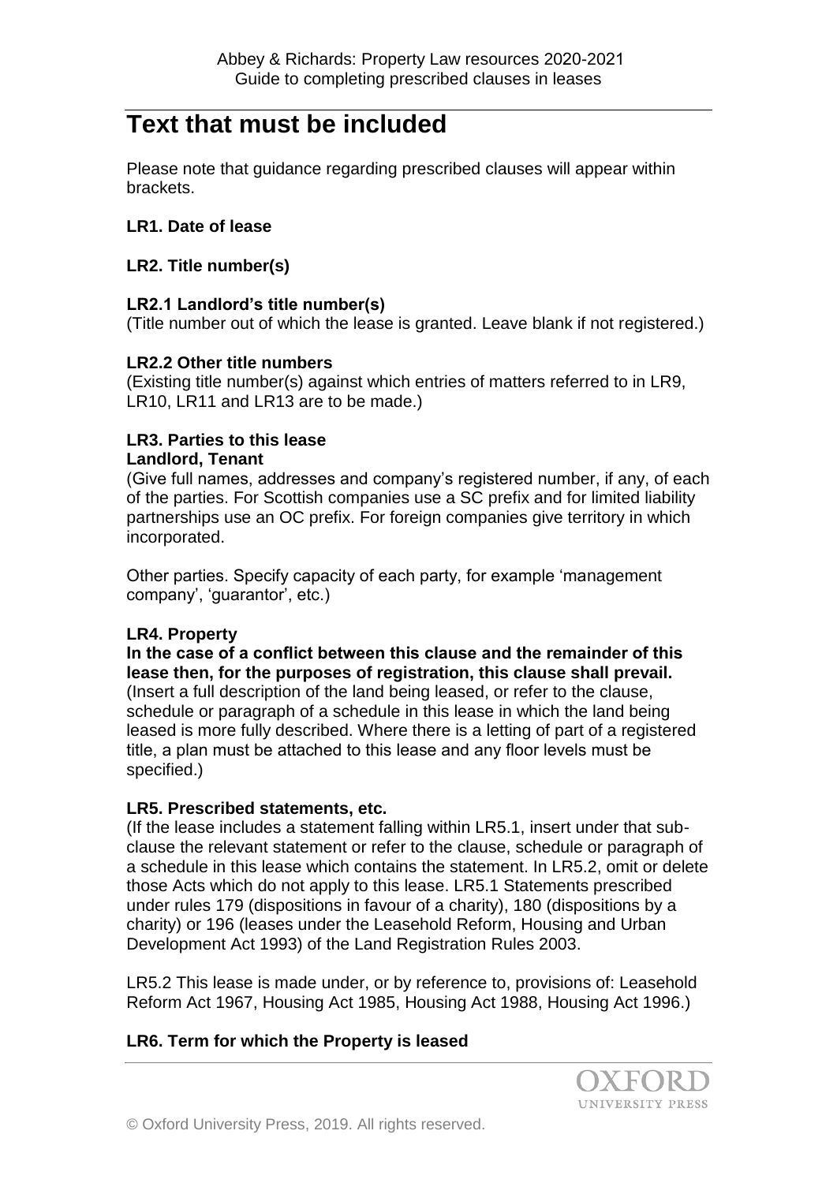# Text that must be included

Please note that guidance regarding prescribed clauses will appear within brackets.

**LR1. Date of lease**

**LR2. Title number(s)**

**LR2.1 Landlord's title number(s)**
(Title number out of which the lease is granted. Leave blank if not registered.)

**LR2.2 Other title numbers**
(Existing title number(s) against which entries of matters referred to in LR9, LR10, LR11 and LR13 are to be made.)

**LR3. Parties to this lease**
**Landlord, Tenant**
(Give full names, addresses and company's registered number, if any, of each of the parties. For Scottish companies use a SC prefix and for limited liability partnerships use an OC prefix. For foreign companies give territory in which incorporated.

Other parties. Specify capacity of each party, for example 'management company', 'guarantor', etc.)

**LR4. Property**
**In the case of a conflict between this clause and the remainder of this lease then, for the purposes of registration, this clause shall prevail.**
(Insert a full description of the land being leased, or refer to the clause, schedule or paragraph of a schedule in this lease in which the land being leased is more fully described. Where there is a letting of part of a registered title, a plan must be attached to this lease and any floor levels must be specified.)

**LR5. Prescribed statements, etc.**
(If the lease includes a statement falling within LR5.1, insert under that sub-clause the relevant statement or refer to the clause, schedule or paragraph of a schedule in this lease which contains the statement. In LR5.2, omit or delete those Acts which do not apply to this lease. LR5.1 Statements prescribed under rules 179 (dispositions in favour of a charity), 180 (dispositions by a charity) or 196 (leases under the Leasehold Reform, Housing and Urban Development Act 1993) of the Land Registration Rules 2003.

LR5.2 This lease is made under, or by reference to, provisions of: Leasehold Reform Act 1967, Housing Act 1985, Housing Act 1988, Housing Act 1996.)

**LR6. Term for which the Property is leased**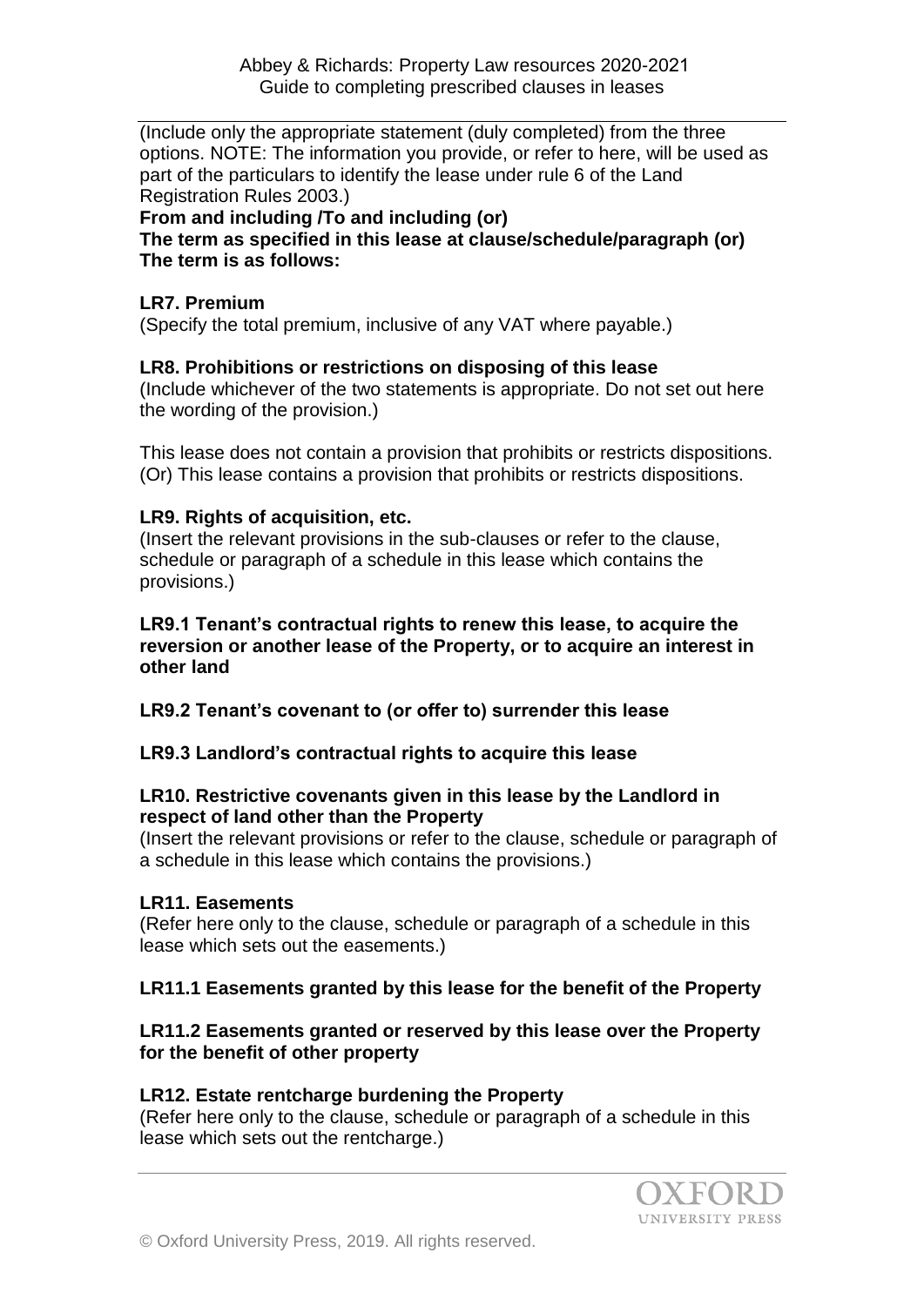(Include only the appropriate statement (duly completed) from the three options. NOTE: The information you provide, or refer to here, will be used as part of the particulars to identify the lease under rule 6 of the Land Registration Rules 2003.)

**From and including /To and including (or)**
**The term as specified in this lease at clause/schedule/paragraph (or)**
**The term is as follows:**

**LR7. Premium**

(Specify the total premium, inclusive of any VAT where payable.)

**LR8. Prohibitions or restrictions on disposing of this lease**

(Include whichever of the two statements is appropriate. Do not set out here the wording of the provision.)

This lease does not contain a provision that prohibits or restricts dispositions.
(Or) This lease contains a provision that prohibits or restricts dispositions.

**LR9. Rights of acquisition, etc.**

(Insert the relevant provisions in the sub-clauses or refer to the clause, schedule or paragraph of a schedule in this lease which contains the provisions.)

**LR9.1 Tenant's contractual rights to renew this lease, to acquire the reversion or another lease of the Property, or to acquire an interest in other land**

**LR9.2 Tenant's covenant to (or offer to) surrender this lease**

**LR9.3 Landlord's contractual rights to acquire this lease**

**LR10. Restrictive covenants given in this lease by the Landlord in respect of land other than the Property**

(Insert the relevant provisions or refer to the clause, schedule or paragraph of a schedule in this lease which contains the provisions.)

**LR11. Easements**

(Refer here only to the clause, schedule or paragraph of a schedule in this lease which sets out the easements.)

**LR11.1 Easements granted by this lease for the benefit of the Property**

**LR11.2 Easements granted or reserved by this lease over the Property for the benefit of other property**

**LR12. Estate rentcharge burdening the Property**

(Refer here only to the clause, schedule or paragraph of a schedule in this lease which sets out the rentcharge.)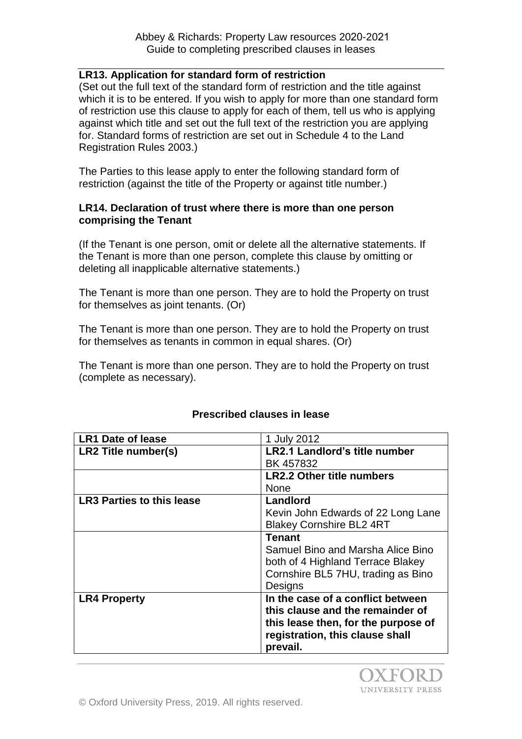**LR13. Application for standard form of restriction**

(Set out the full text of the standard form of restriction and the title against which it is to be entered. If you wish to apply for more than one standard form of restriction use this clause to apply for each of them, tell us who is applying against which title and set out the full text of the restriction you are applying for. Standard forms of restriction are set out in Schedule 4 to the Land Registration Rules 2003.)

The Parties to this lease apply to enter the following standard form of restriction (against the title of the Property or against title number.)

**LR14. Declaration of trust where there is more than one person comprising the Tenant**

(If the Tenant is one person, omit or delete all the alternative statements. If the Tenant is more than one person, complete this clause by omitting or deleting all inapplicable alternative statements.)

The Tenant is more than one person. They are to hold the Property on trust for themselves as joint tenants. (Or)

The Tenant is more than one person. They are to hold the Property on trust for themselves as tenants in common in equal shares. (Or)

The Tenant is more than one person. They are to hold the Property on trust (complete as necessary).

**Prescribed clauses in lease**

| **LR1 Date of lease** | 1 July 2012 |
|---|---|
| **LR2 Title number(s)** | **LR2.1 Landlord's title number** BK 457832 |
| | **LR2.2 Other title numbers** None |
| **LR3 Parties to this lease** | **Landlord** Kevin John Edwards of 22 Long Lane Blakey Cornshire BL2 4RT |
| | **Tenant** Samuel Bino and Marsha Alice Bino both of 4 Highland Terrace Blakey Cornshire BL5 7HU, trading as Bino Designs |
| **LR4 Property** | **In the case of a conflict between this clause and the remainder of this lease then, for the purpose of registration, this clause shall prevail.** |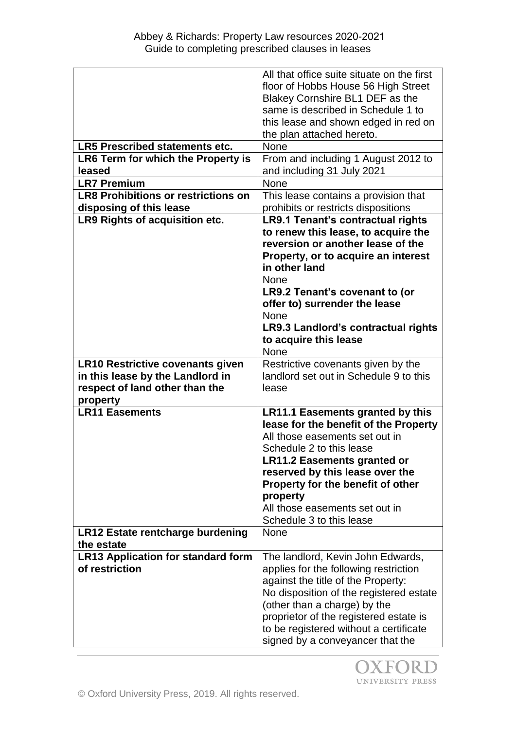| | |
|---|---|
| | All that office suite situate on the first floor of Hobbs House 56 High Street Blakey Cornshire BL1 DEF as the same is described in Schedule 1 to this lease and shown edged in red on the plan attached hereto. |
| **LR5 Prescribed statements etc.** | None |
| **LR6 Term for which the Property is leased** | From and including 1 August 2012 to and including 31 July 2021 |
| **LR7 Premium** | None |
| **LR8 Prohibitions or restrictions on disposing of this lease** | This lease contains a provision that prohibits or restricts dispositions |
| **LR9 Rights of acquisition etc.** | **LR9.1 Tenant's contractual rights to renew this lease, to acquire the reversion or another lease of the Property, or to acquire an interest in other land**<br>None<br>**LR9.2 Tenant's covenant to (or offer to) surrender the lease**<br>None<br>**LR9.3 Landlord's contractual rights to acquire this lease**<br>None |
| **LR10 Restrictive covenants given in this lease by the Landlord in respect of land other than the property** | Restrictive covenants given by the landlord set out in Schedule 9 to this lease |
| **LR11 Easements** | **LR11.1 Easements granted by this lease for the benefit of the Property**<br>All those easements set out in Schedule 2 to this lease<br>**LR11.2 Easements granted or reserved by this lease over the Property for the benefit of other property**<br>All those easements set out in Schedule 3 to this lease |
| **LR12 Estate rentcharge burdening the estate** | None |
| **LR13 Application for standard form of restriction** | The landlord, Kevin John Edwards, applies for the following restriction against the title of the Property:<br>No disposition of the registered estate (other than a charge) by the proprietor of the registered estate is to be registered without a certificate signed by a conveyancer that the |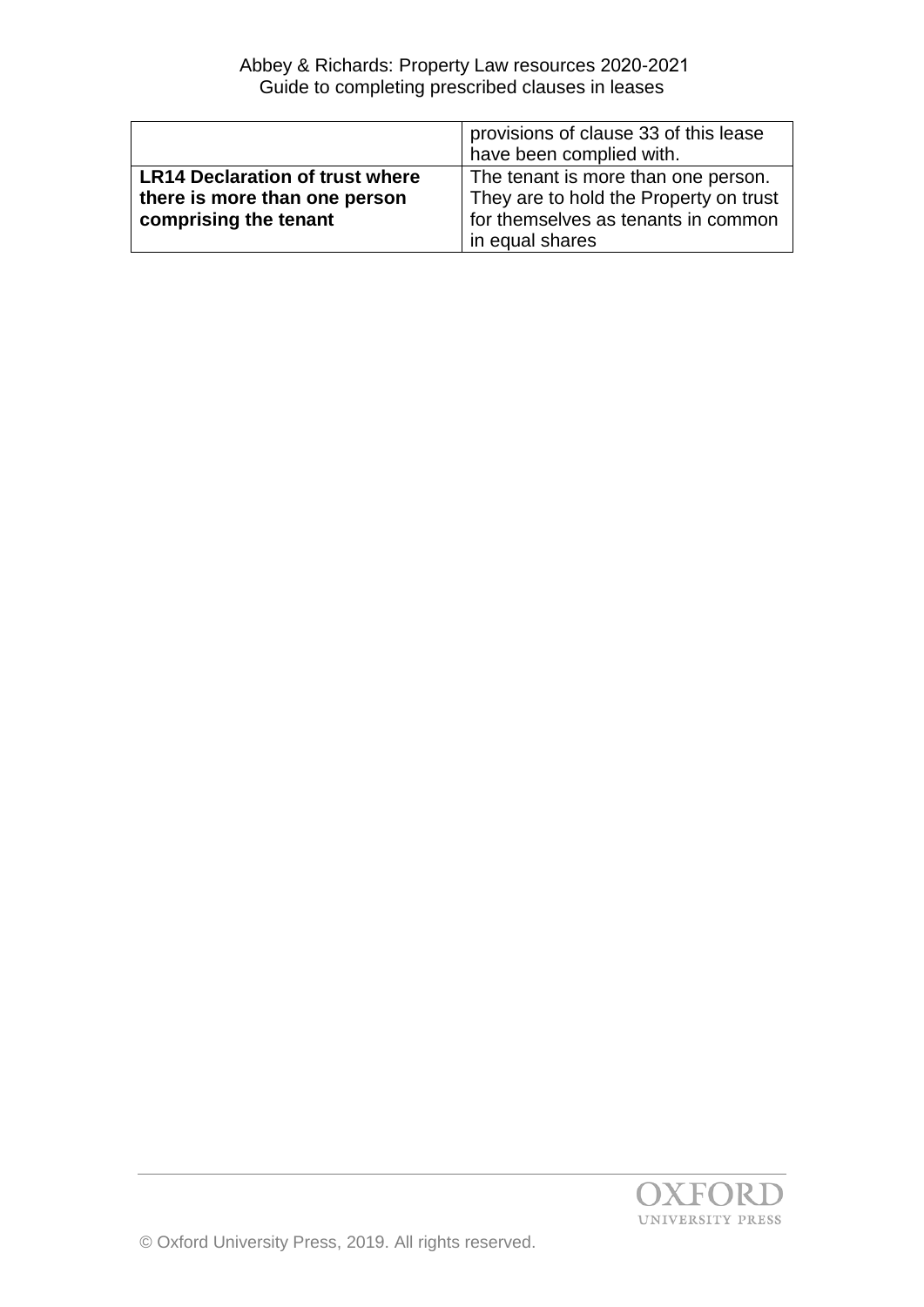| | |
|---|---|
| | provisions of clause 33 of this lease have been complied with. |
| **LR14 Declaration of trust where there is more than one person comprising the tenant** | The tenant is more than one person. They are to hold the Property on trust for themselves as tenants in common in equal shares |